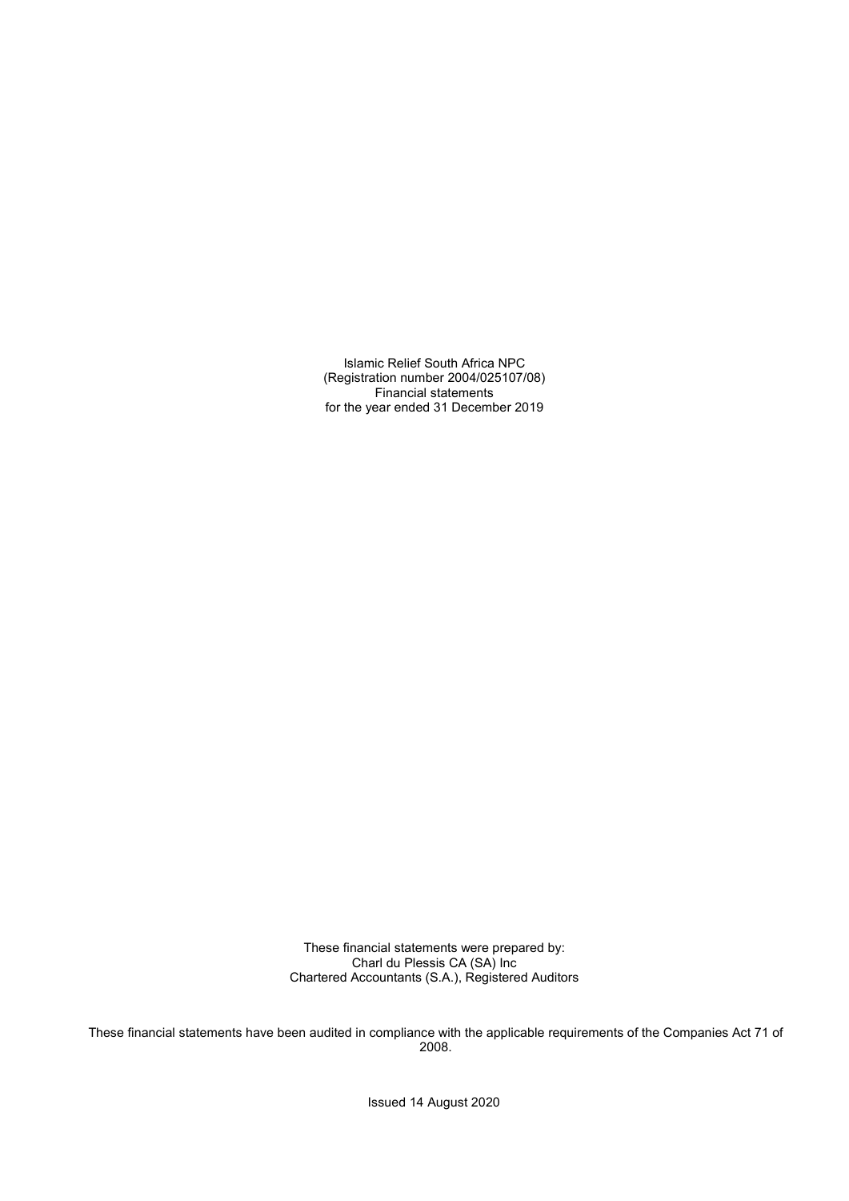Islamic Relief South Africa NPC
(Registration number 2004/025107/08)
Financial statements
for the year ended 31 December 2019

These financial statements were prepared by:
Charl du Plessis CA (SA) Inc
Chartered Accountants (S.A.), Registered Auditors

These financial statements have been audited in compliance with the applicable requirements of the Companies Act 71 of 2008.

Issued 14 August 2020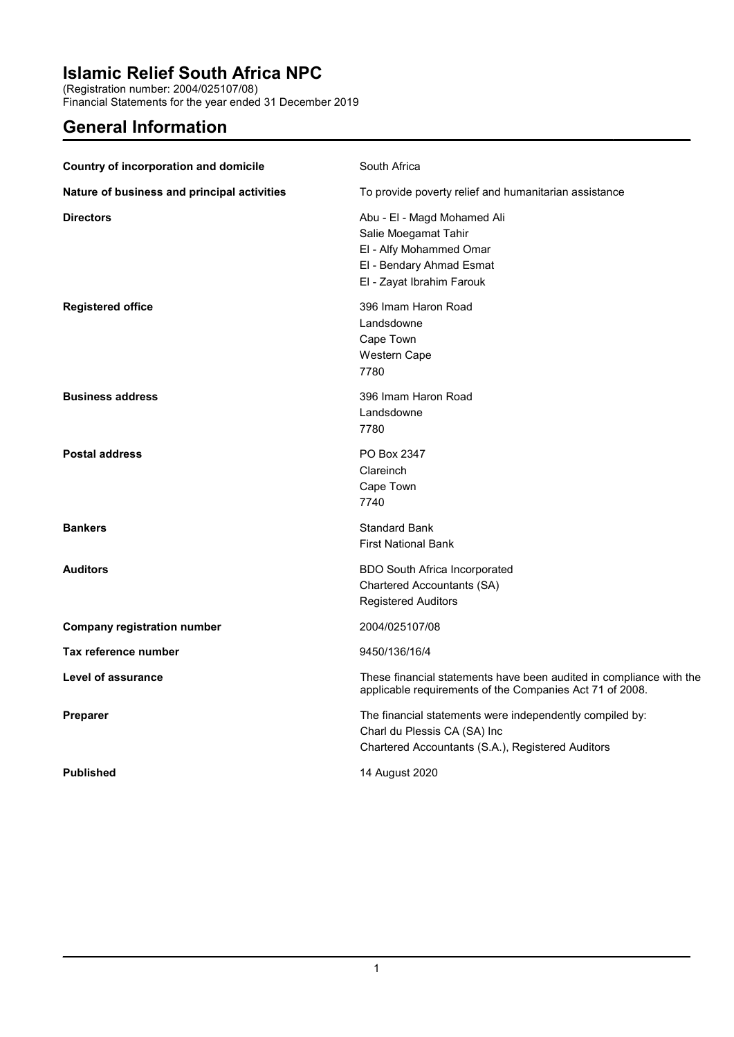# Islamic Relief South Africa NPC

(Registration number: 2004/025107/08)
Financial Statements for the year ended 31 December 2019

## General Information

| | |
|---|---|
| **Country of incorporation and domicile** | South Africa |
| **Nature of business and principal activities** | To provide poverty relief and humanitarian assistance |
| **Directors** | Abu - El - Magd Mohamed Ali<br>Salie Moegamat Tahir<br>El - Alfy Mohammed Omar<br>El - Bendary Ahmad Esmat<br>El - Zayat Ibrahim Farouk |
| **Registered office** | 396 Imam Haron Road<br>Landsdowne<br>Cape Town<br>Western Cape<br>7780 |
| **Business address** | 396 Imam Haron Road<br>Landsdowne<br>7780 |
| **Postal address** | PO Box 2347<br>Clareinch<br>Cape Town<br>7740 |
| **Bankers** | Standard Bank<br>First National Bank |
| **Auditors** | BDO South Africa Incorporated<br>Chartered Accountants (SA)<br>Registered Auditors |
| **Company registration number** | 2004/025107/08 |
| **Tax reference number** | 9450/136/16/4 |
| **Level of assurance** | These financial statements have been audited in compliance with the applicable requirements of the Companies Act 71 of 2008. |
| **Preparer** | The financial statements were independently compiled by:<br>Charl du Plessis CA (SA) Inc<br>Chartered Accountants (S.A.), Registered Auditors |
| **Published** | 14 August 2020 |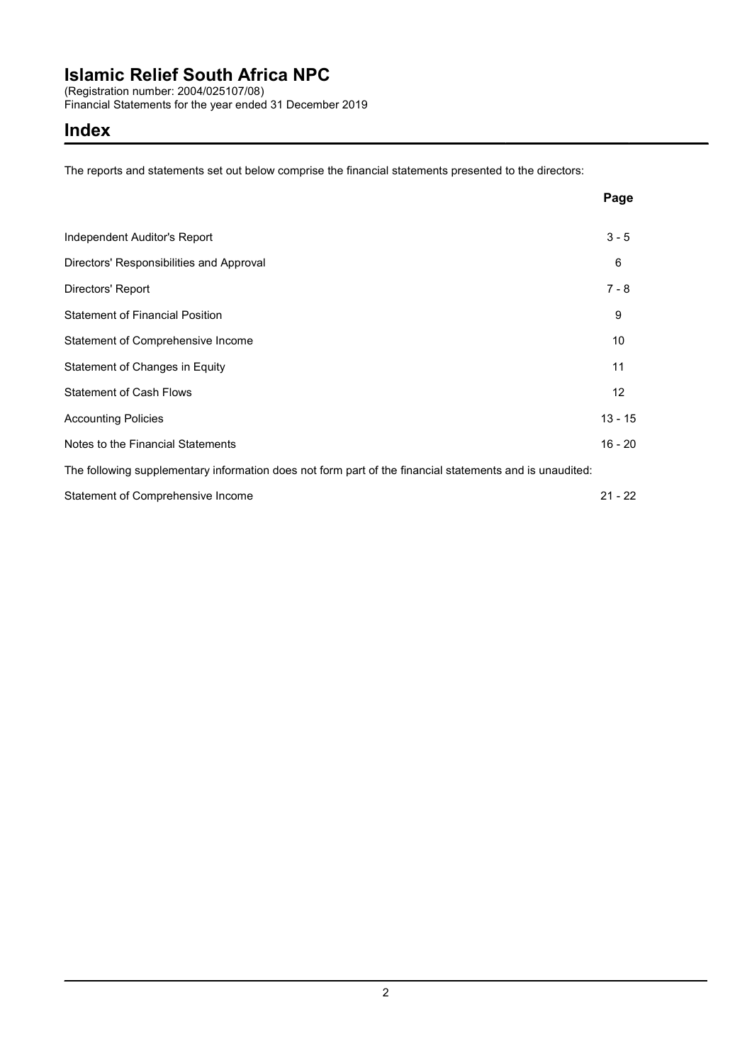# Islamic Relief South Africa NPC

(Registration number: 2004/025107/08)
Financial Statements for the year ended 31 December 2019

## Index

The reports and statements set out below comprise the financial statements presented to the directors:

| | Page |
|---|---|
| Independent Auditor's Report | 3 - 5 |
| Directors' Responsibilities and Approval | 6 |
| Directors' Report | 7 - 8 |
| Statement of Financial Position | 9 |
| Statement of Comprehensive Income | 10 |
| Statement of Changes in Equity | 11 |
| Statement of Cash Flows | 12 |
| Accounting Policies | 13 - 15 |
| Notes to the Financial Statements | 16 - 20 |

The following supplementary information does not form part of the financial statements and is unaudited:

| | |
|---|---|
| Statement of Comprehensive Income | 21 - 22 |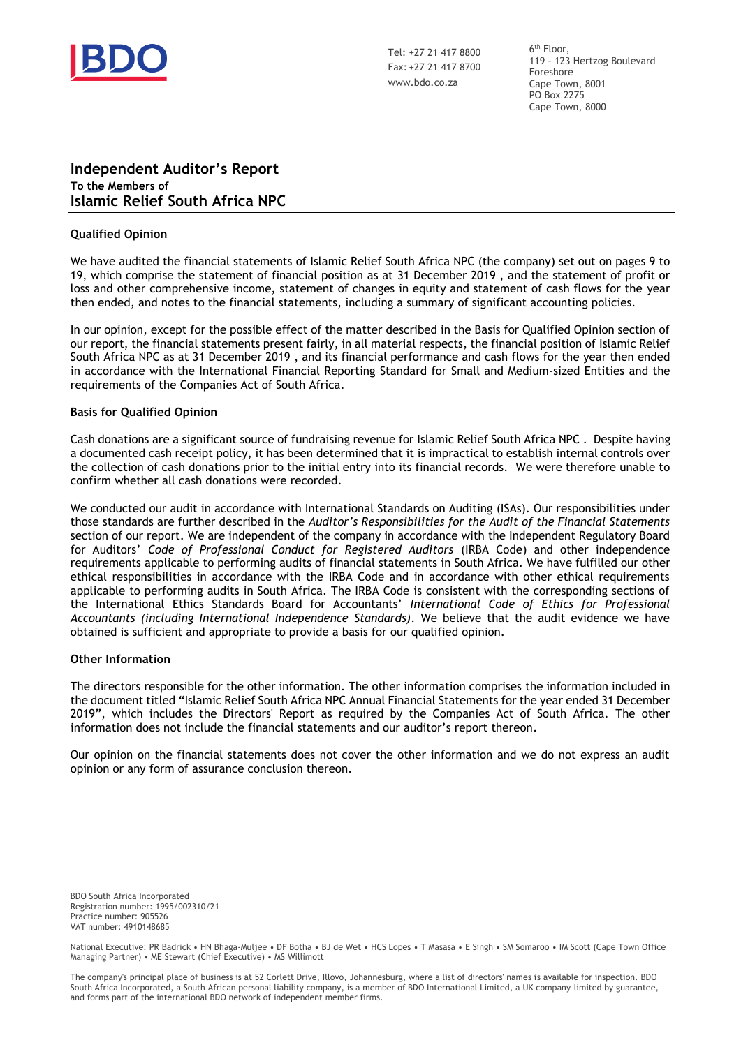Tel: +27 21 417 8800
Fax: +27 21 417 8700
www.bdo.co.za

6th Floor,
119 – 123 Hertzog Boulevard
Foreshore
Cape Town, 8001
PO Box 2275
Cape Town, 8000

## Independent Auditor's Report

**To the Members of**

## Islamic Relief South Africa NPC

### Qualified Opinion

We have audited the financial statements of Islamic Relief South Africa NPC (the company) set out on pages 9 to 19, which comprise the statement of financial position as at 31 December 2019 , and the statement of profit or loss and other comprehensive income, statement of changes in equity and statement of cash flows for the year then ended, and notes to the financial statements, including a summary of significant accounting policies.

In our opinion, except for the possible effect of the matter described in the Basis for Qualified Opinion section of our report, the financial statements present fairly, in all material respects, the financial position of Islamic Relief South Africa NPC as at 31 December 2019 , and its financial performance and cash flows for the year then ended in accordance with the International Financial Reporting Standard for Small and Medium-sized Entities and the requirements of the Companies Act of South Africa.

### Basis for Qualified Opinion

Cash donations are a significant source of fundraising revenue for Islamic Relief South Africa NPC . Despite having a documented cash receipt policy, it has been determined that it is impractical to establish internal controls over the collection of cash donations prior to the initial entry into its financial records. We were therefore unable to confirm whether all cash donations were recorded.

We conducted our audit in accordance with International Standards on Auditing (ISAs). Our responsibilities under those standards are further described in the *Auditor's Responsibilities for the Audit of the Financial Statements* section of our report. We are independent of the company in accordance with the Independent Regulatory Board for Auditors' *Code of Professional Conduct for Registered Auditors* (IRBA Code) and other independence requirements applicable to performing audits of financial statements in South Africa. We have fulfilled our other ethical responsibilities in accordance with the IRBA Code and in accordance with other ethical requirements applicable to performing audits in South Africa. The IRBA Code is consistent with the corresponding sections of the International Ethics Standards Board for Accountants' *International Code of Ethics for Professional Accountants (including International Independence Standards)*. We believe that the audit evidence we have obtained is sufficient and appropriate to provide a basis for our qualified opinion.

### Other Information

The directors responsible for the other information. The other information comprises the information included in the document titled "Islamic Relief South Africa NPC Annual Financial Statements for the year ended 31 December 2019", which includes the Directors' Report as required by the Companies Act of South Africa. The other information does not include the financial statements and our auditor's report thereon.

Our opinion on the financial statements does not cover the other information and we do not express an audit opinion or any form of assurance conclusion thereon.

BDO South Africa Incorporated
Registration number: 1995/002310/21
Practice number: 905526
VAT number: 4910148685

National Executive: PR Badrick • HN Bhaga-Muljee • DF Botha • BJ de Wet • HCS Lopes • T Masasa • E Singh • SM Somaroo • IM Scott (Cape Town Office Managing Partner) • ME Stewart (Chief Executive) • MS Willimott

The company's principal place of business is at 52 Corlett Drive, Illovo, Johannesburg, where a list of directors' names is available for inspection. BDO South Africa Incorporated, a South African personal liability company, is a member of BDO International Limited, a UK company limited by guarantee, and forms part of the international BDO network of independent member firms.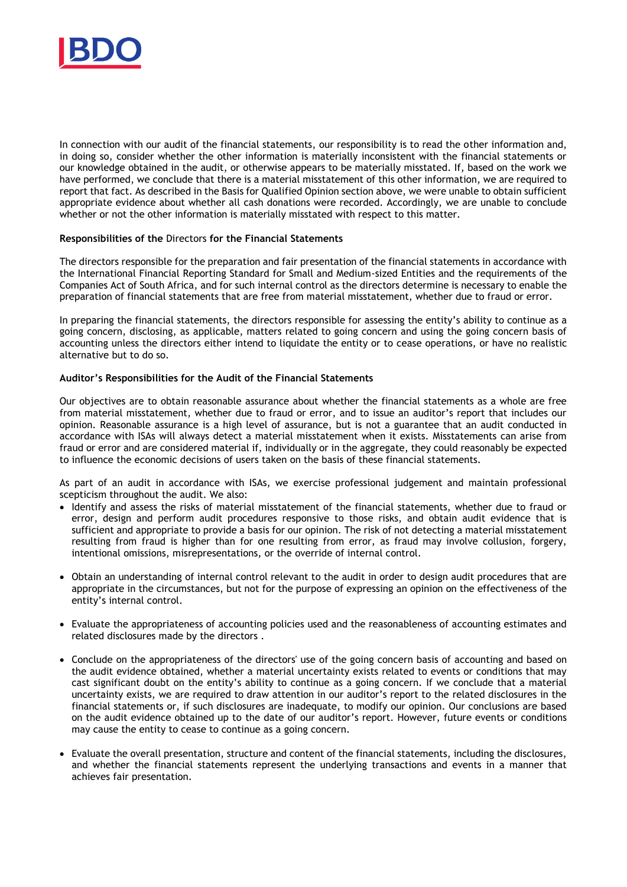In connection with our audit of the financial statements, our responsibility is to read the other information and, in doing so, consider whether the other information is materially inconsistent with the financial statements or our knowledge obtained in the audit, or otherwise appears to be materially misstated. If, based on the work we have performed, we conclude that there is a material misstatement of this other information, we are required to report that fact. As described in the Basis for Qualified Opinion section above, we were unable to obtain sufficient appropriate evidence about whether all cash donations were recorded. Accordingly, we are unable to conclude whether or not the other information is materially misstated with respect to this matter.

**Responsibilities of the** Directors **for the Financial Statements**

The directors responsible for the preparation and fair presentation of the financial statements in accordance with the International Financial Reporting Standard for Small and Medium-sized Entities and the requirements of the Companies Act of South Africa, and for such internal control as the directors determine is necessary to enable the preparation of financial statements that are free from material misstatement, whether due to fraud or error.

In preparing the financial statements, the directors responsible for assessing the entity's ability to continue as a going concern, disclosing, as applicable, matters related to going concern and using the going concern basis of accounting unless the directors either intend to liquidate the entity or to cease operations, or have no realistic alternative but to do so.

**Auditor's Responsibilities for the Audit of the Financial Statements**

Our objectives are to obtain reasonable assurance about whether the financial statements as a whole are free from material misstatement, whether due to fraud or error, and to issue an auditor's report that includes our opinion. Reasonable assurance is a high level of assurance, but is not a guarantee that an audit conducted in accordance with ISAs will always detect a material misstatement when it exists. Misstatements can arise from fraud or error and are considered material if, individually or in the aggregate, they could reasonably be expected to influence the economic decisions of users taken on the basis of these financial statements.

As part of an audit in accordance with ISAs, we exercise professional judgement and maintain professional scepticism throughout the audit. We also:

- Identify and assess the risks of material misstatement of the financial statements, whether due to fraud or error, design and perform audit procedures responsive to those risks, and obtain audit evidence that is sufficient and appropriate to provide a basis for our opinion. The risk of not detecting a material misstatement resulting from fraud is higher than for one resulting from error, as fraud may involve collusion, forgery, intentional omissions, misrepresentations, or the override of internal control.

- Obtain an understanding of internal control relevant to the audit in order to design audit procedures that are appropriate in the circumstances, but not for the purpose of expressing an opinion on the effectiveness of the entity's internal control.

- Evaluate the appropriateness of accounting policies used and the reasonableness of accounting estimates and related disclosures made by the directors .

- Conclude on the appropriateness of the directors' use of the going concern basis of accounting and based on the audit evidence obtained, whether a material uncertainty exists related to events or conditions that may cast significant doubt on the entity's ability to continue as a going concern. If we conclude that a material uncertainty exists, we are required to draw attention in our auditor's report to the related disclosures in the financial statements or, if such disclosures are inadequate, to modify our opinion. Our conclusions are based on the audit evidence obtained up to the date of our auditor's report. However, future events or conditions may cause the entity to cease to continue as a going concern.

- Evaluate the overall presentation, structure and content of the financial statements, including the disclosures, and whether the financial statements represent the underlying transactions and events in a manner that achieves fair presentation.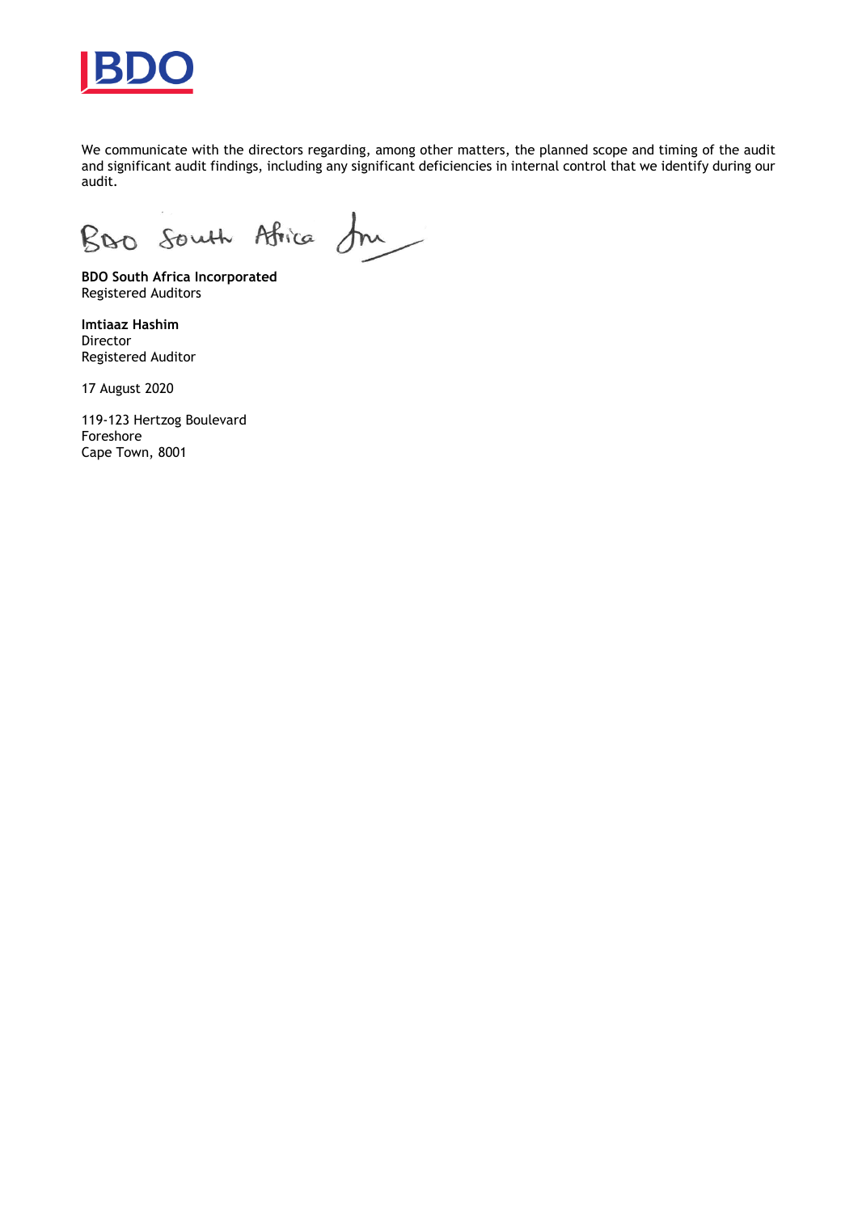We communicate with the directors regarding, among other matters, the planned scope and timing of the audit and significant audit findings, including any significant deficiencies in internal control that we identify during our audit.

BDO South Africa

**BDO South Africa Incorporated**
Registered Auditors

**Imtiaaz Hashim**
Director
Registered Auditor

17 August 2020

119-123 Hertzog Boulevard
Foreshore
Cape Town, 8001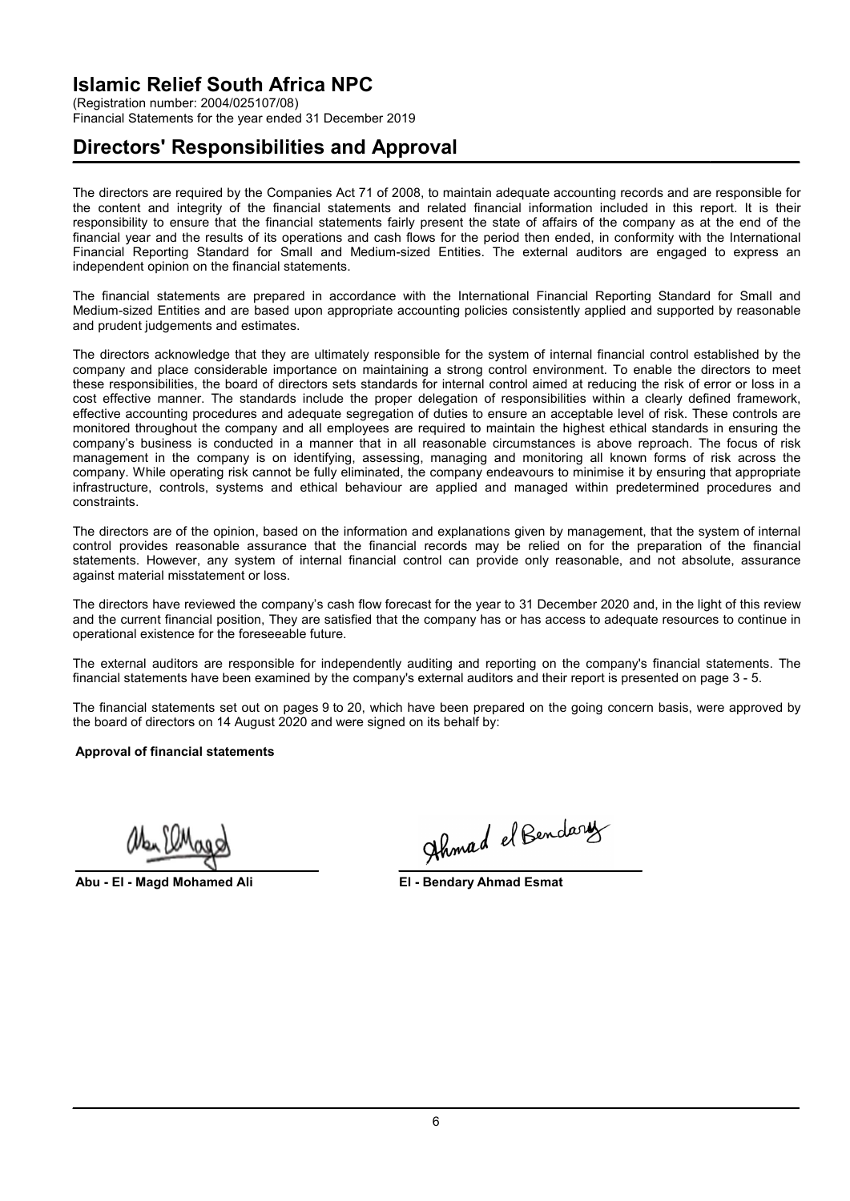# Islamic Relief South Africa NPC

(Registration number: 2004/025107/08)
Financial Statements for the year ended 31 December 2019

## Directors' Responsibilities and Approval

The directors are required by the Companies Act 71 of 2008, to maintain adequate accounting records and are responsible for the content and integrity of the financial statements and related financial information included in this report. It is their responsibility to ensure that the financial statements fairly present the state of affairs of the company as at the end of the financial year and the results of its operations and cash flows for the period then ended, in conformity with the International Financial Reporting Standard for Small and Medium-sized Entities. The external auditors are engaged to express an independent opinion on the financial statements.

The financial statements are prepared in accordance with the International Financial Reporting Standard for Small and Medium-sized Entities and are based upon appropriate accounting policies consistently applied and supported by reasonable and prudent judgements and estimates.

The directors acknowledge that they are ultimately responsible for the system of internal financial control established by the company and place considerable importance on maintaining a strong control environment. To enable the directors to meet these responsibilities, the board of directors sets standards for internal control aimed at reducing the risk of error or loss in a cost effective manner. The standards include the proper delegation of responsibilities within a clearly defined framework, effective accounting procedures and adequate segregation of duties to ensure an acceptable level of risk. These controls are monitored throughout the company and all employees are required to maintain the highest ethical standards in ensuring the company's business is conducted in a manner that in all reasonable circumstances is above reproach. The focus of risk management in the company is on identifying, assessing, managing and monitoring all known forms of risk across the company. While operating risk cannot be fully eliminated, the company endeavours to minimise it by ensuring that appropriate infrastructure, controls, systems and ethical behaviour are applied and managed within predetermined procedures and constraints.

The directors are of the opinion, based on the information and explanations given by management, that the system of internal control provides reasonable assurance that the financial records may be relied on for the preparation of the financial statements. However, any system of internal financial control can provide only reasonable, and not absolute, assurance against material misstatement or loss.

The directors have reviewed the company's cash flow forecast for the year to 31 December 2020 and, in the light of this review and the current financial position, They are satisfied that the company has or has access to adequate resources to continue in operational existence for the foreseeable future.

The external auditors are responsible for independently auditing and reporting on the company's financial statements. The financial statements have been examined by the company's external auditors and their report is presented on page 3 - 5.

The financial statements set out on pages 9 to 20, which have been prepared on the going concern basis, were approved by the board of directors on 14 August 2020 and were signed on its behalf by:

**Approval of financial statements**

| | |
|---|---|
| **Abu - El - Magd Mohamed Ali** | **El - Bendary Ahmad Esmat** |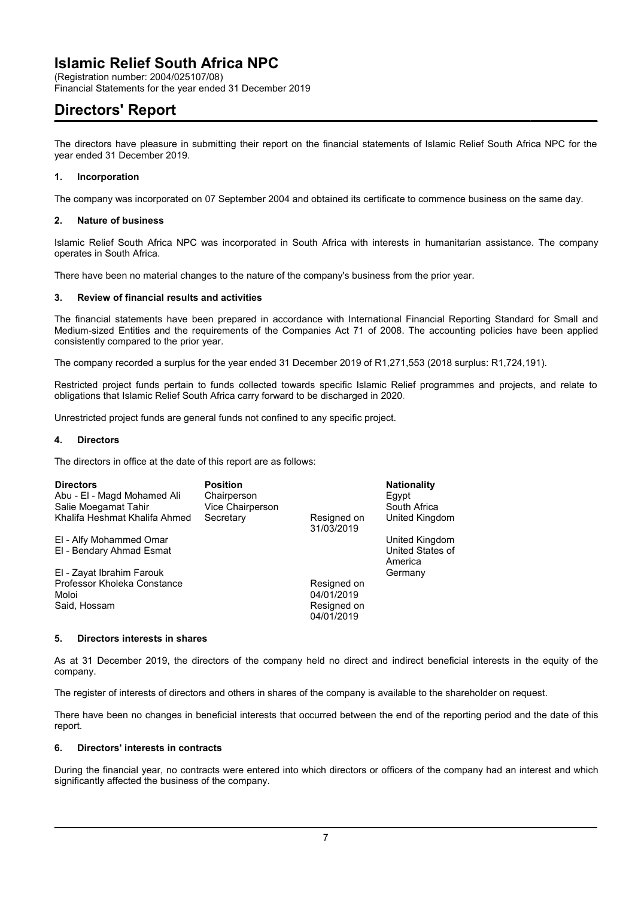# Islamic Relief South Africa NPC

(Registration number: 2004/025107/08)
Financial Statements for the year ended 31 December 2019

# Directors' Report

The directors have pleasure in submitting their report on the financial statements of Islamic Relief South Africa NPC for the year ended 31 December 2019.

### 1. Incorporation

The company was incorporated on 07 September 2004 and obtained its certificate to commence business on the same day.

### 2. Nature of business

Islamic Relief South Africa NPC was incorporated in South Africa with interests in humanitarian assistance. The company operates in South Africa.

There have been no material changes to the nature of the company's business from the prior year.

### 3. Review of financial results and activities

The financial statements have been prepared in accordance with International Financial Reporting Standard for Small and Medium-sized Entities and the requirements of the Companies Act 71 of 2008. The accounting policies have been applied consistently compared to the prior year.

The company recorded a surplus for the year ended 31 December 2019 of R1,271,553 (2018 surplus: R1,724,191).

Restricted project funds pertain to funds collected towards specific Islamic Relief programmes and projects, and relate to obligations that Islamic Relief South Africa carry forward to be discharged in 2020.

Unrestricted project funds are general funds not confined to any specific project.

### 4. Directors

The directors in office at the date of this report are as follows:

| Directors | Position | | Nationality |
|---|---|---|---|
| Abu - El - Magd Mohamed Ali | Chairperson | | Egypt |
| Salie Moegamat Tahir | Vice Chairperson | | South Africa |
| Khalifa Heshmat Khalifa Ahmed | Secretary | Resigned on 31/03/2019 | United Kingdom |
| El - Alfy Mohammed Omar | | | United Kingdom |
| El - Bendary Ahmad Esmat | | | United States of America |
| El - Zayat Ibrahim Farouk | | | Germany |
| Professor Kholeka Constance Moloi | | Resigned on 04/01/2019 | |
| Said, Hossam | | Resigned on 04/01/2019 | |

### 5. Directors interests in shares

As at 31 December 2019, the directors of the company held no direct and indirect beneficial interests in the equity of the company.

The register of interests of directors and others in shares of the company is available to the shareholder on request.

There have been no changes in beneficial interests that occurred between the end of the reporting period and the date of this report.

### 6. Directors' interests in contracts

During the financial year, no contracts were entered into which directors or officers of the company had an interest and which significantly affected the business of the company.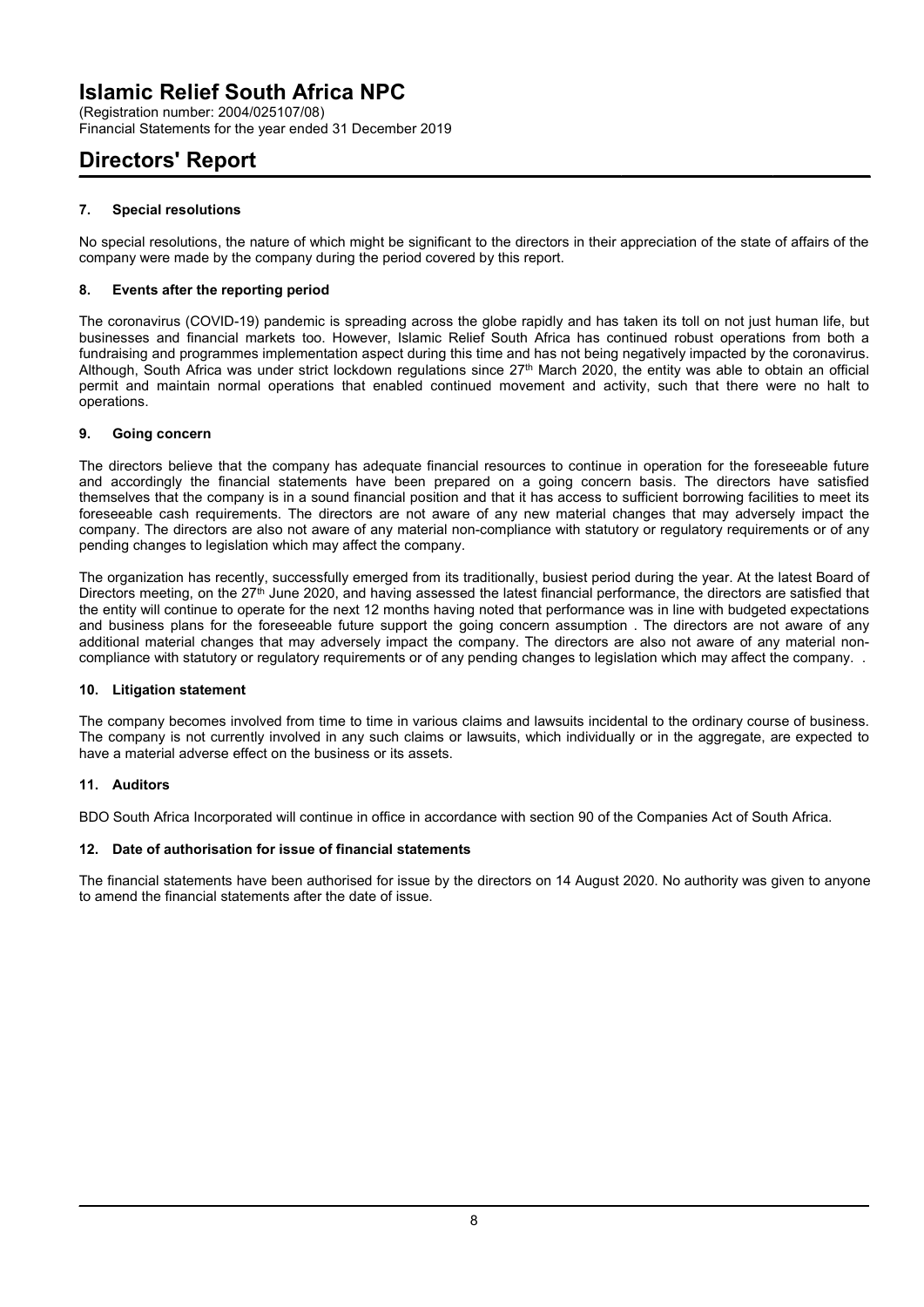# Islamic Relief South Africa NPC

(Registration number: 2004/025107/08)
Financial Statements for the year ended 31 December 2019

## Directors' Report

### 7. Special resolutions

No special resolutions, the nature of which might be significant to the directors in their appreciation of the state of affairs of the company were made by the company during the period covered by this report.

### 8. Events after the reporting period

The coronavirus (COVID-19) pandemic is spreading across the globe rapidly and has taken its toll on not just human life, but businesses and financial markets too. However, Islamic Relief South Africa has continued robust operations from both a fundraising and programmes implementation aspect during this time and has not being negatively impacted by the coronavirus. Although, South Africa was under strict lockdown regulations since 27th March 2020, the entity was able to obtain an official permit and maintain normal operations that enabled continued movement and activity, such that there were no halt to operations.

### 9. Going concern

The directors believe that the company has adequate financial resources to continue in operation for the foreseeable future and accordingly the financial statements have been prepared on a going concern basis. The directors have satisfied themselves that the company is in a sound financial position and that it has access to sufficient borrowing facilities to meet its foreseeable cash requirements. The directors are not aware of any new material changes that may adversely impact the company. The directors are also not aware of any material non-compliance with statutory or regulatory requirements or of any pending changes to legislation which may affect the company.

The organization has recently, successfully emerged from its traditionally, busiest period during the year. At the latest Board of Directors meeting, on the 27th June 2020, and having assessed the latest financial performance, the directors are satisfied that the entity will continue to operate for the next 12 months having noted that performance was in line with budgeted expectations and business plans for the foreseeable future support the going concern assumption . The directors are not aware of any additional material changes that may adversely impact the company. The directors are also not aware of any material non-compliance with statutory or regulatory requirements or of any pending changes to legislation which may affect the company. .

### 10. Litigation statement

The company becomes involved from time to time in various claims and lawsuits incidental to the ordinary course of business. The company is not currently involved in any such claims or lawsuits, which individually or in the aggregate, are expected to have a material adverse effect on the business or its assets.

### 11. Auditors

BDO South Africa Incorporated will continue in office in accordance with section 90 of the Companies Act of South Africa.

### 12. Date of authorisation for issue of financial statements

The financial statements have been authorised for issue by the directors on 14 August 2020. No authority was given to anyone to amend the financial statements after the date of issue.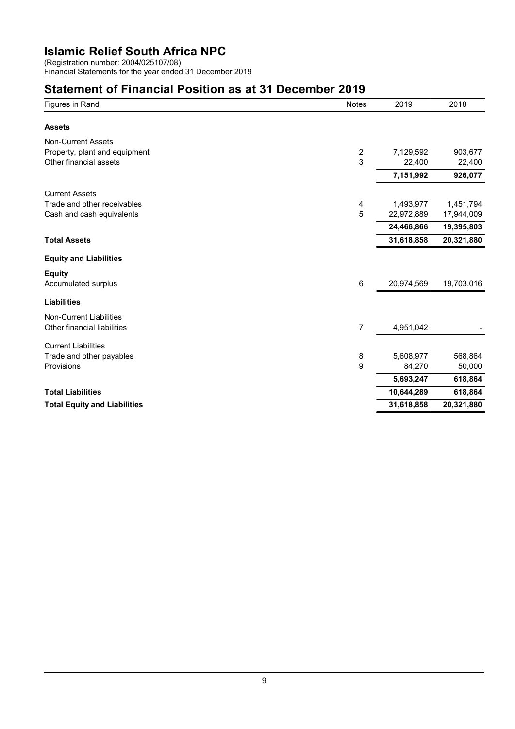# Islamic Relief South Africa NPC

(Registration number: 2004/025107/08)
Financial Statements for the year ended 31 December 2019

## Statement of Financial Position as at 31 December 2019

| Figures in Rand | Notes | 2019 | 2018 |
|---|---|---|---|
| **Assets** | | | |
| Non-Current Assets | | | |
| Property, plant and equipment | 2 | 7,129,592 | 903,677 |
| Other financial assets | 3 | 22,400 | 22,400 |
| | | **7,151,992** | **926,077** |
| Current Assets | | | |
| Trade and other receivables | 4 | 1,493,977 | 1,451,794 |
| Cash and cash equivalents | 5 | 22,972,889 | 17,944,009 |
| | | **24,466,866** | **19,395,803** |
| **Total Assets** | | **31,618,858** | **20,321,880** |
| **Equity and Liabilities** | | | |
| **Equity** | | | |
| Accumulated surplus | 6 | 20,974,569 | 19,703,016 |
| **Liabilities** | | | |
| Non-Current Liabilities | | | |
| Other financial liabilities | 7 | 4,951,042 | - |
| Current Liabilities | | | |
| Trade and other payables | 8 | 5,608,977 | 568,864 |
| Provisions | 9 | 84,270 | 50,000 |
| | | **5,693,247** | **618,864** |
| **Total Liabilities** | | **10,644,289** | **618,864** |
| **Total Equity and Liabilities** | | **31,618,858** | **20,321,880** |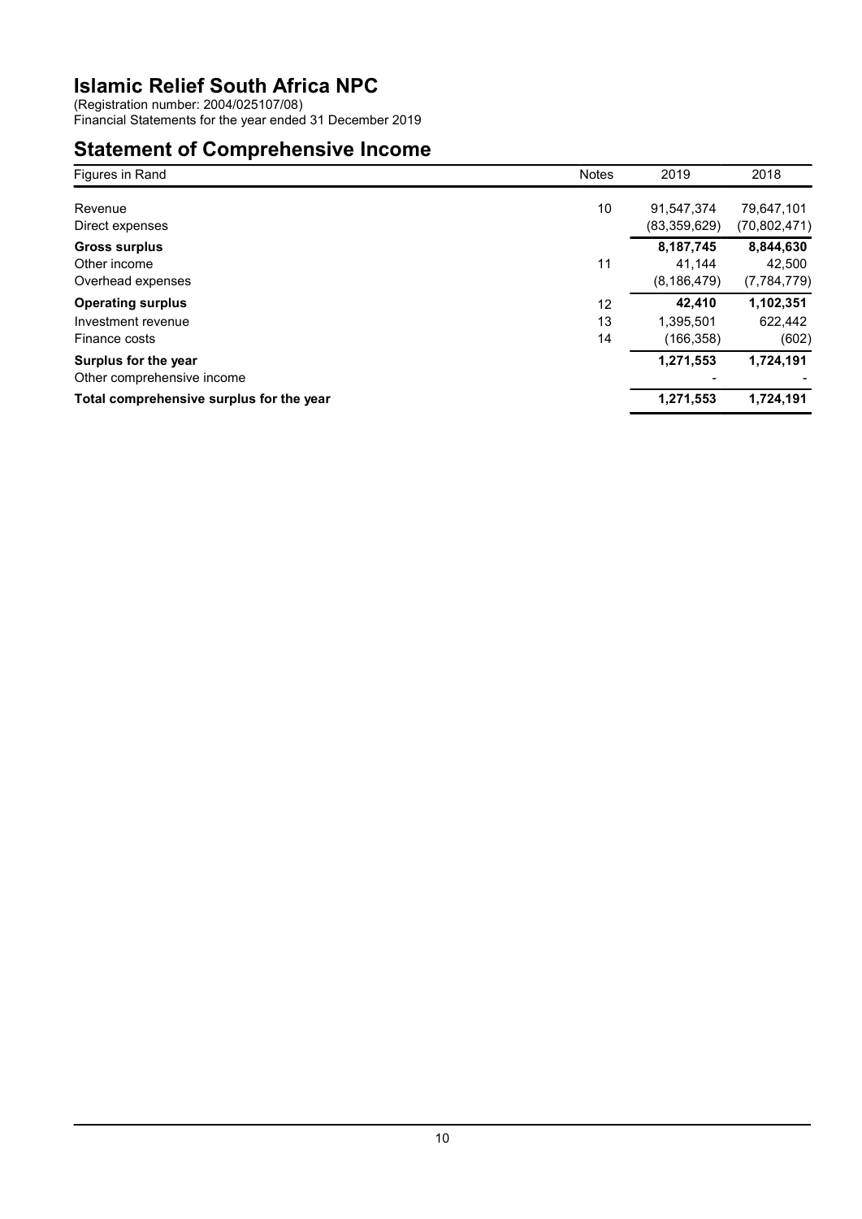# Islamic Relief South Africa NPC

(Registration number: 2004/025107/08)
Financial Statements for the year ended 31 December 2019

## Statement of Comprehensive Income

| Figures in Rand | Notes | 2019 | 2018 |
|---|---|---|---|
| Revenue | 10 | 91,547,374 | 79,647,101 |
| Direct expenses | | (83,359,629) | (70,802,471) |
| **Gross surplus** | | **8,187,745** | **8,844,630** |
| Other income | 11 | 41,144 | 42,500 |
| Overhead expenses | | (8,186,479) | (7,784,779) |
| **Operating surplus** | 12 | **42,410** | **1,102,351** |
| Investment revenue | 13 | 1,395,501 | 622,442 |
| Finance costs | 14 | (166,358) | (602) |
| **Surplus for the year** | | **1,271,553** | **1,724,191** |
| Other comprehensive income | | - | - |
| **Total comprehensive surplus for the year** | | **1,271,553** | **1,724,191** |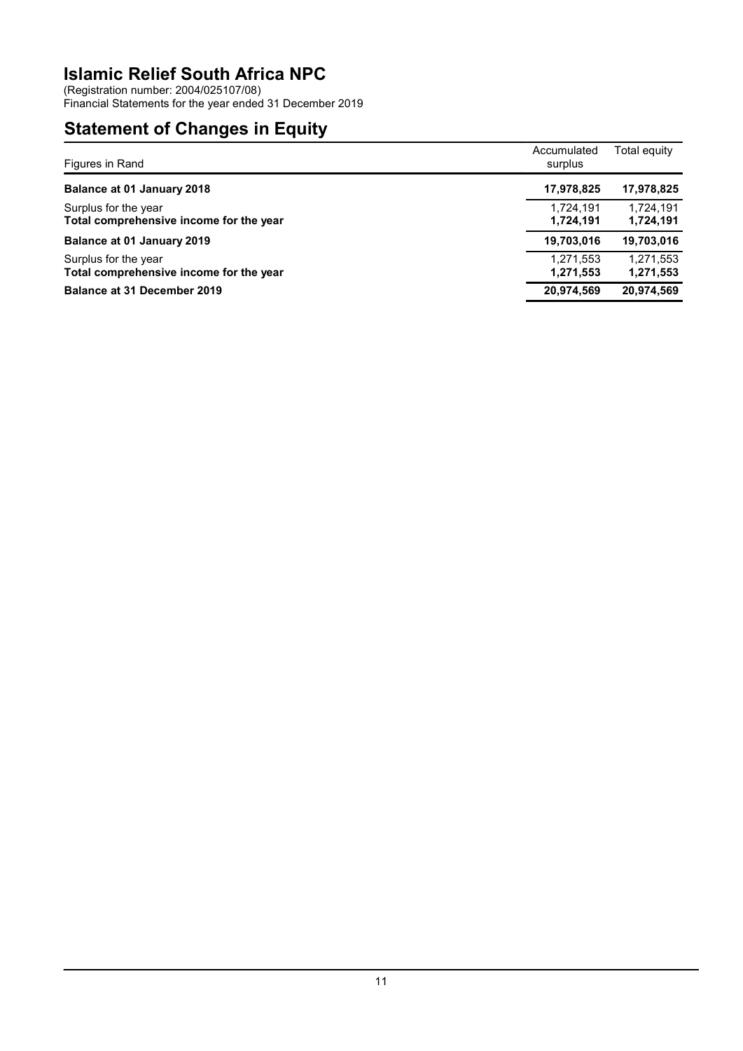# Islamic Relief South Africa NPC

(Registration number: 2004/025107/08)
Financial Statements for the year ended 31 December 2019

## Statement of Changes in Equity

| Figures in Rand | Accumulated surplus | Total equity |
|---|---|---|
| **Balance at 01 January 2018** | **17,978,825** | **17,978,825** |
| Surplus for the year | 1,724,191 | 1,724,191 |
| **Total comprehensive income for the year** | **1,724,191** | **1,724,191** |
| **Balance at 01 January 2019** | **19,703,016** | **19,703,016** |
| Surplus for the year | 1,271,553 | 1,271,553 |
| **Total comprehensive income for the year** | **1,271,553** | **1,271,553** |
| **Balance at 31 December 2019** | **20,974,569** | **20,974,569** |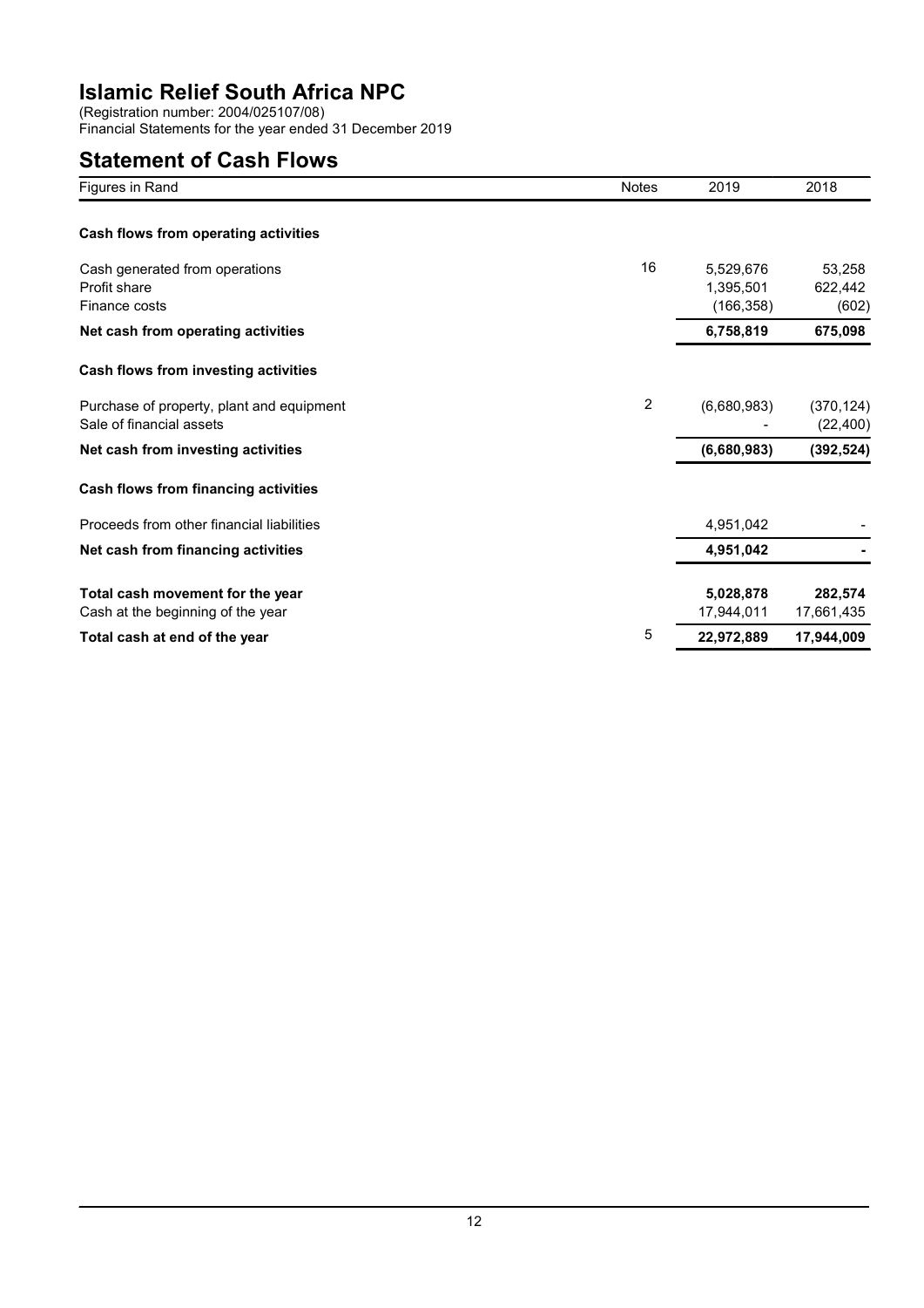# Islamic Relief South Africa NPC

(Registration number: 2004/025107/08)
Financial Statements for the year ended 31 December 2019

## Statement of Cash Flows

| Figures in Rand | Notes | 2019 | 2018 |
|---|---|---|---|
| **Cash flows from operating activities** | | | |
| Cash generated from operations | 16 | 5,529,676 | 53,258 |
| Profit share | | 1,395,501 | 622,442 |
| Finance costs | | (166,358) | (602) |
| **Net cash from operating activities** | | **6,758,819** | **675,098** |
| **Cash flows from investing activities** | | | |
| Purchase of property, plant and equipment | 2 | (6,680,983) | (370,124) |
| Sale of financial assets | | - | (22,400) |
| **Net cash from investing activities** | | **(6,680,983)** | **(392,524)** |
| **Cash flows from financing activities** | | | |
| Proceeds from other financial liabilities | | 4,951,042 | - |
| **Net cash from financing activities** | | **4,951,042** | **-** |
| **Total cash movement for the year** | | **5,028,878** | **282,574** |
| Cash at the beginning of the year | | 17,944,011 | 17,661,435 |
| **Total cash at end of the year** | 5 | **22,972,889** | **17,944,009** |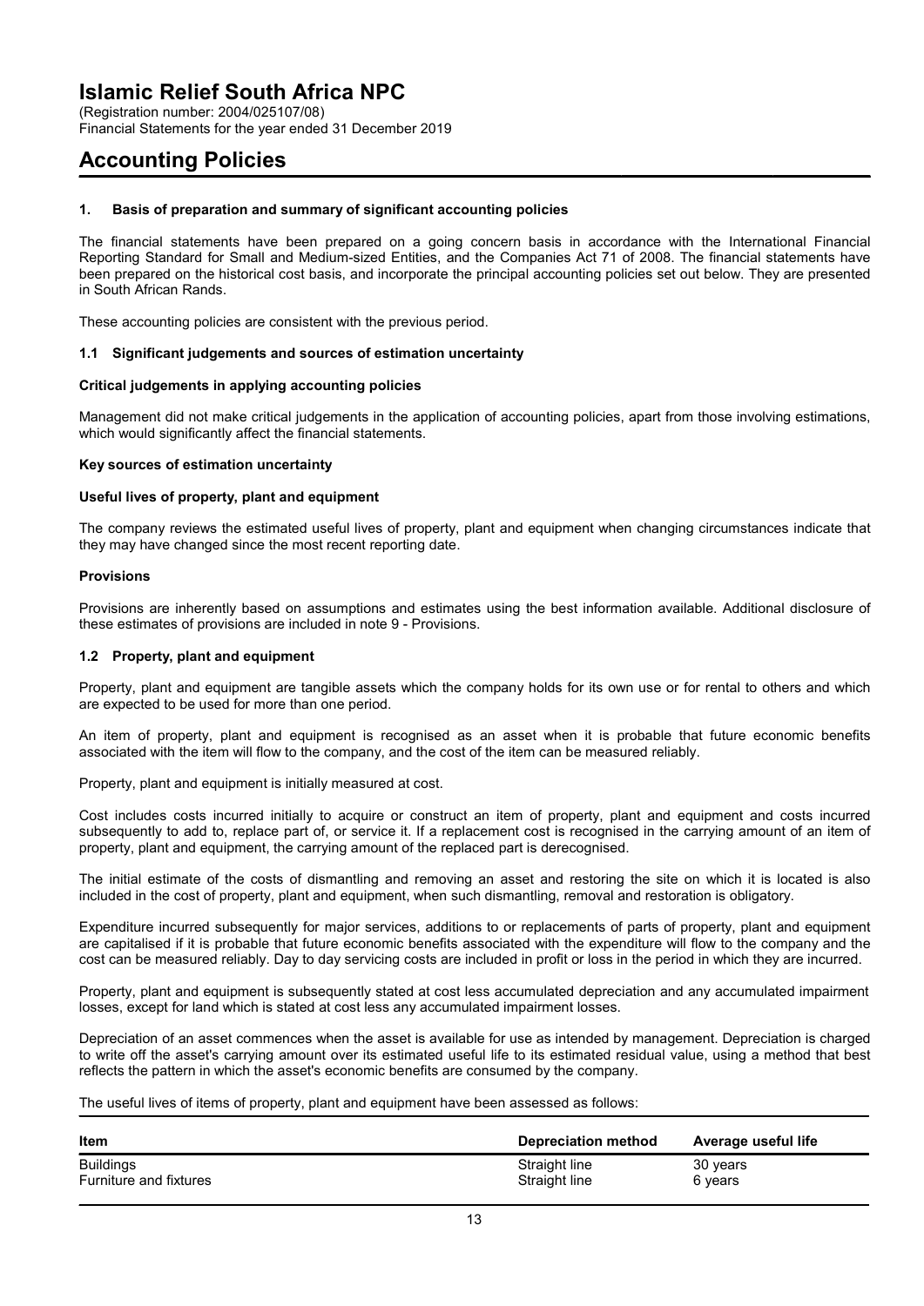# Islamic Relief South Africa NPC

(Registration number: 2004/025107/08)
Financial Statements for the year ended 31 December 2019

## Accounting Policies

### 1. Basis of preparation and summary of significant accounting policies

The financial statements have been prepared on a going concern basis in accordance with the International Financial Reporting Standard for Small and Medium-sized Entities, and the Companies Act 71 of 2008. The financial statements have been prepared on the historical cost basis, and incorporate the principal accounting policies set out below. They are presented in South African Rands.

These accounting policies are consistent with the previous period.

### 1.1 Significant judgements and sources of estimation uncertainty

**Critical judgements in applying accounting policies**

Management did not make critical judgements in the application of accounting policies, apart from those involving estimations, which would significantly affect the financial statements.

**Key sources of estimation uncertainty**

**Useful lives of property, plant and equipment**

The company reviews the estimated useful lives of property, plant and equipment when changing circumstances indicate that they may have changed since the most recent reporting date.

**Provisions**

Provisions are inherently based on assumptions and estimates using the best information available. Additional disclosure of these estimates of provisions are included in note 9 - Provisions.

### 1.2 Property, plant and equipment

Property, plant and equipment are tangible assets which the company holds for its own use or for rental to others and which are expected to be used for more than one period.

An item of property, plant and equipment is recognised as an asset when it is probable that future economic benefits associated with the item will flow to the company, and the cost of the item can be measured reliably.

Property, plant and equipment is initially measured at cost.

Cost includes costs incurred initially to acquire or construct an item of property, plant and equipment and costs incurred subsequently to add to, replace part of, or service it. If a replacement cost is recognised in the carrying amount of an item of property, plant and equipment, the carrying amount of the replaced part is derecognised.

The initial estimate of the costs of dismantling and removing an asset and restoring the site on which it is located is also included in the cost of property, plant and equipment, when such dismantling, removal and restoration is obligatory.

Expenditure incurred subsequently for major services, additions to or replacements of parts of property, plant and equipment are capitalised if it is probable that future economic benefits associated with the expenditure will flow to the company and the cost can be measured reliably. Day to day servicing costs are included in profit or loss in the period in which they are incurred.

Property, plant and equipment is subsequently stated at cost less accumulated depreciation and any accumulated impairment losses, except for land which is stated at cost less any accumulated impairment losses.

Depreciation of an asset commences when the asset is available for use as intended by management. Depreciation is charged to write off the asset's carrying amount over its estimated useful life to its estimated residual value, using a method that best reflects the pattern in which the asset's economic benefits are consumed by the company.

The useful lives of items of property, plant and equipment have been assessed as follows:

| Item | Depreciation method | Average useful life |
|---|---|---|
| Buildings | Straight line | 30 years |
| Furniture and fixtures | Straight line | 6 years |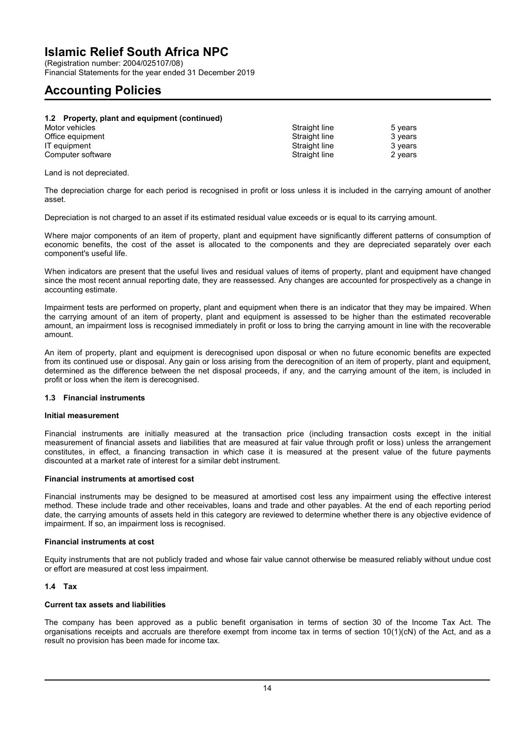# Islamic Relief South Africa NPC

(Registration number: 2004/025107/08)
Financial Statements for the year ended 31 December 2019

# Accounting Policies

### 1.2 Property, plant and equipment (continued)

| | | |
|---|---|---|
| Motor vehicles | Straight line | 5 years |
| Office equipment | Straight line | 3 years |
| IT equipment | Straight line | 3 years |
| Computer software | Straight line | 2 years |

Land is not depreciated.

The depreciation charge for each period is recognised in profit or loss unless it is included in the carrying amount of another asset.

Depreciation is not charged to an asset if its estimated residual value exceeds or is equal to its carrying amount.

Where major components of an item of property, plant and equipment have significantly different patterns of consumption of economic benefits, the cost of the asset is allocated to the components and they are depreciated separately over each component's useful life.

When indicators are present that the useful lives and residual values of items of property, plant and equipment have changed since the most recent annual reporting date, they are reassessed. Any changes are accounted for prospectively as a change in accounting estimate.

Impairment tests are performed on property, plant and equipment when there is an indicator that they may be impaired. When the carrying amount of an item of property, plant and equipment is assessed to be higher than the estimated recoverable amount, an impairment loss is recognised immediately in profit or loss to bring the carrying amount in line with the recoverable amount.

An item of property, plant and equipment is derecognised upon disposal or when no future economic benefits are expected from its continued use or disposal. Any gain or loss arising from the derecognition of an item of property, plant and equipment, determined as the difference between the net disposal proceeds, if any, and the carrying amount of the item, is included in profit or loss when the item is derecognised.

### 1.3 Financial instruments

**Initial measurement**

Financial instruments are initially measured at the transaction price (including transaction costs except in the initial measurement of financial assets and liabilities that are measured at fair value through profit or loss) unless the arrangement constitutes, in effect, a financing transaction in which case it is measured at the present value of the future payments discounted at a market rate of interest for a similar debt instrument.

**Financial instruments at amortised cost**

Financial instruments may be designed to be measured at amortised cost less any impairment using the effective interest method. These include trade and other receivables, loans and trade and other payables. At the end of each reporting period date, the carrying amounts of assets held in this category are reviewed to determine whether there is any objective evidence of impairment. If so, an impairment loss is recognised.

**Financial instruments at cost**

Equity instruments that are not publicly traded and whose fair value cannot otherwise be measured reliably without undue cost or effort are measured at cost less impairment.

### 1.4 Tax

**Current tax assets and liabilities**

The company has been approved as a public benefit organisation in terms of section 30 of the Income Tax Act. The organisations receipts and accruals are therefore exempt from income tax in terms of section 10(1)(cN) of the Act, and as a result no provision has been made for income tax.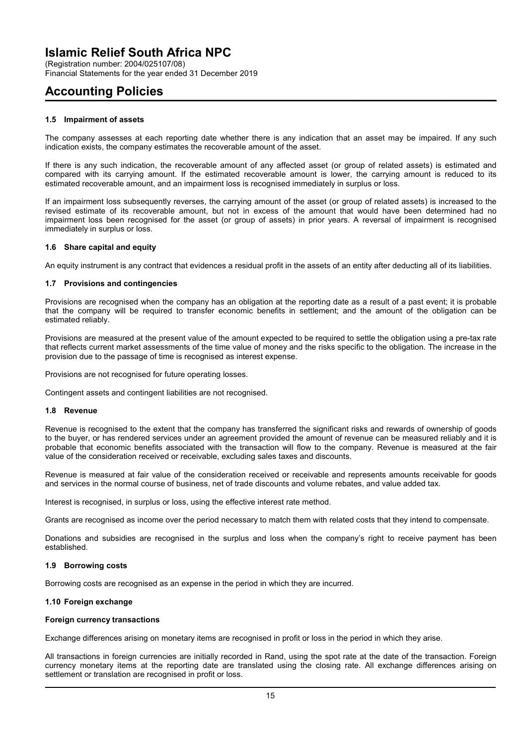# Islamic Relief South Africa NPC

(Registration number: 2004/025107/08)
Financial Statements for the year ended 31 December 2019

## Accounting Policies

### 1.5 Impairment of assets

The company assesses at each reporting date whether there is any indication that an asset may be impaired. If any such indication exists, the company estimates the recoverable amount of the asset.

If there is any such indication, the recoverable amount of any affected asset (or group of related assets) is estimated and compared with its carrying amount. If the estimated recoverable amount is lower, the carrying amount is reduced to its estimated recoverable amount, and an impairment loss is recognised immediately in surplus or loss.

If an impairment loss subsequently reverses, the carrying amount of the asset (or group of related assets) is increased to the revised estimate of its recoverable amount, but not in excess of the amount that would have been determined had no impairment loss been recognised for the asset (or group of assets) in prior years. A reversal of impairment is recognised immediately in surplus or loss.

### 1.6 Share capital and equity

An equity instrument is any contract that evidences a residual profit in the assets of an entity after deducting all of its liabilities.

### 1.7 Provisions and contingencies

Provisions are recognised when the company has an obligation at the reporting date as a result of a past event; it is probable that the company will be required to transfer economic benefits in settlement; and the amount of the obligation can be estimated reliably.

Provisions are measured at the present value of the amount expected to be required to settle the obligation using a pre-tax rate that reflects current market assessments of the time value of money and the risks specific to the obligation. The increase in the provision due to the passage of time is recognised as interest expense.

Provisions are not recognised for future operating losses.

Contingent assets and contingent liabilities are not recognised.

### 1.8 Revenue

Revenue is recognised to the extent that the company has transferred the significant risks and rewards of ownership of goods to the buyer, or has rendered services under an agreement provided the amount of revenue can be measured reliably and it is probable that economic benefits associated with the transaction will flow to the company. Revenue is measured at the fair value of the consideration received or receivable, excluding sales taxes and discounts.

Revenue is measured at fair value of the consideration received or receivable and represents amounts receivable for goods and services in the normal course of business, net of trade discounts and volume rebates, and value added tax.

Interest is recognised, in surplus or loss, using the effective interest rate method.

Grants are recognised as income over the period necessary to match them with related costs that they intend to compensate.

Donations and subsidies are recognised in the surplus and loss when the company's right to receive payment has been established.

### 1.9 Borrowing costs

Borrowing costs are recognised as an expense in the period in which they are incurred.

### 1.10 Foreign exchange

**Foreign currency transactions**

Exchange differences arising on monetary items are recognised in profit or loss in the period in which they arise.

All transactions in foreign currencies are initially recorded in Rand, using the spot rate at the date of the transaction. Foreign currency monetary items at the reporting date are translated using the closing rate. All exchange differences arising on settlement or translation are recognised in profit or loss.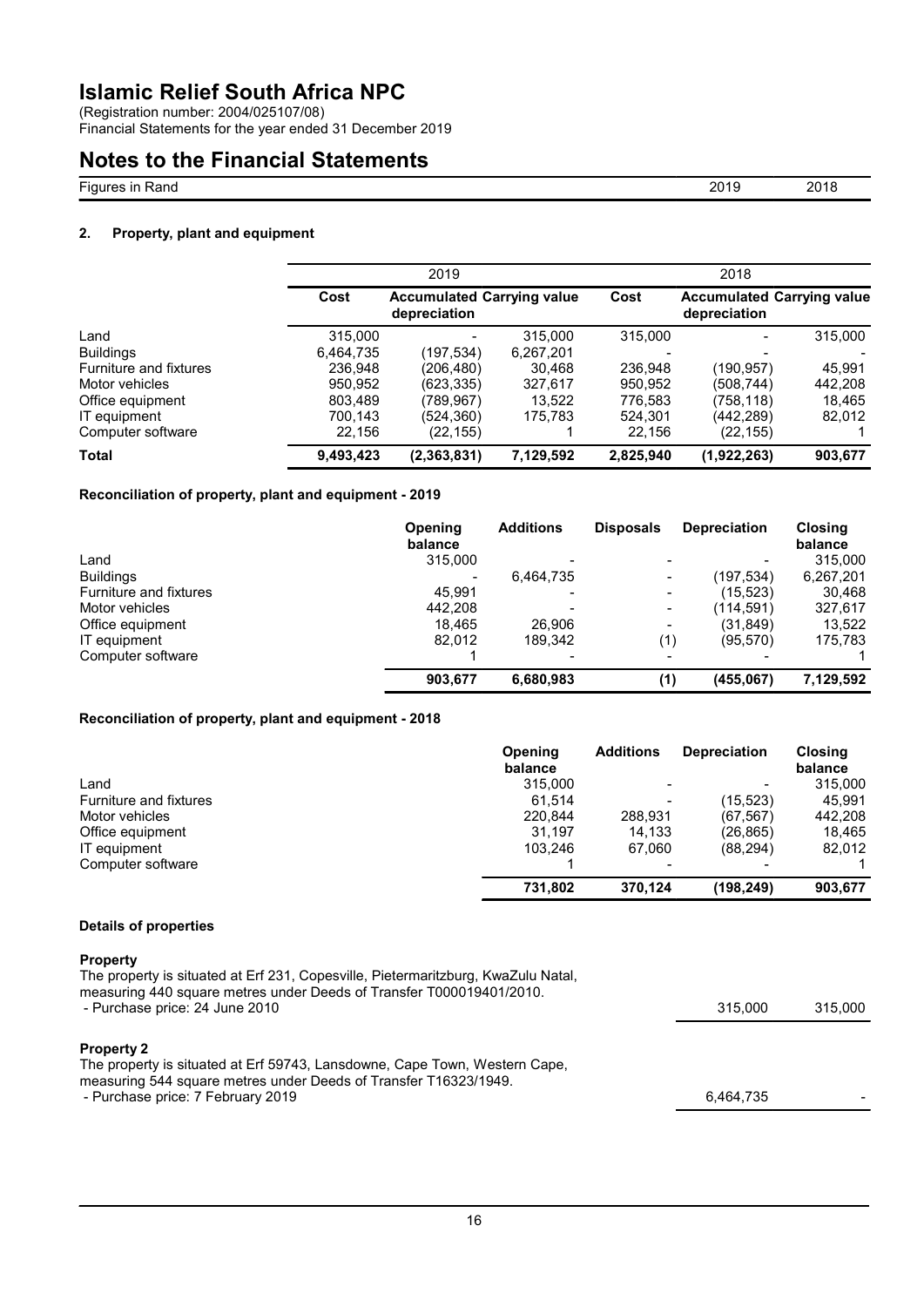# Islamic Relief South Africa NPC

(Registration number: 2004/025107/08)
Financial Statements for the year ended 31 December 2019

## Notes to the Financial Statements

Figures in Rand | 2019 | 2018

### 2. Property, plant and equipment

| | 2019 | | | 2018 | | |
|---|---|---|---|---|---|---|
| | **Cost** | **Accumulated depreciation** | **Carrying value** | **Cost** | **Accumulated depreciation** | **Carrying value** |
| Land | 315,000 | - | 315,000 | 315,000 | - | 315,000 |
| Buildings | 6,464,735 | (197,534) | 6,267,201 | - | - | - |
| Furniture and fixtures | 236,948 | (206,480) | 30,468 | 236,948 | (190,957) | 45,991 |
| Motor vehicles | 950,952 | (623,335) | 327,617 | 950,952 | (508,744) | 442,208 |
| Office equipment | 803,489 | (789,967) | 13,522 | 776,583 | (758,118) | 18,465 |
| IT equipment | 700,143 | (524,360) | 175,783 | 524,301 | (442,289) | 82,012 |
| Computer software | 22,156 | (22,155) | 1 | 22,156 | (22,155) | 1 |
| **Total** | **9,493,423** | **(2,363,831)** | **7,129,592** | **2,825,940** | **(1,922,263)** | **903,677** |

#### Reconciliation of property, plant and equipment - 2019

| | Opening balance | Additions | Disposals | Depreciation | Closing balance |
|---|---|---|---|---|---|
| Land | 315,000 | - | - | - | 315,000 |
| Buildings | - | 6,464,735 | - | (197,534) | 6,267,201 |
| Furniture and fixtures | 45,991 | - | - | (15,523) | 30,468 |
| Motor vehicles | 442,208 | - | - | (114,591) | 327,617 |
| Office equipment | 18,465 | 26,906 | - | (31,849) | 13,522 |
| IT equipment | 82,012 | 189,342 | (1) | (95,570) | 175,783 |
| Computer software | 1 | - | - | - | 1 |
| | **903,677** | **6,680,983** | **(1)** | **(455,067)** | **7,129,592** |

#### Reconciliation of property, plant and equipment - 2018

| | Opening balance | Additions | Depreciation | Closing balance |
|---|---|---|---|---|
| Land | 315,000 | - | - | 315,000 |
| Furniture and fixtures | 61,514 | - | (15,523) | 45,991 |
| Motor vehicles | 220,844 | 288,931 | (67,567) | 442,208 |
| Office equipment | 31,197 | 14,133 | (26,865) | 18,465 |
| IT equipment | 103,246 | 67,060 | (88,294) | 82,012 |
| Computer software | 1 | - | - | 1 |
| | **731,802** | **370,124** | **(198,249)** | **903,677** |

#### Details of properties

**Property**

The property is situated at Erf 231, Copesville, Pietermaritzburg, KwaZulu Natal, measuring 440 square metres under Deeds of Transfer T000019401/2010.

| | 2019 | 2018 |
|---|---|---|
| - Purchase price: 24 June 2010 | 315,000 | 315,000 |

**Property 2**

The property is situated at Erf 59743, Lansdowne, Cape Town, Western Cape, measuring 544 square metres under Deeds of Transfer T16323/1949.

| | 2019 | 2018 |
|---|---|---|
| - Purchase price: 7 February 2019 | 6,464,735 | - |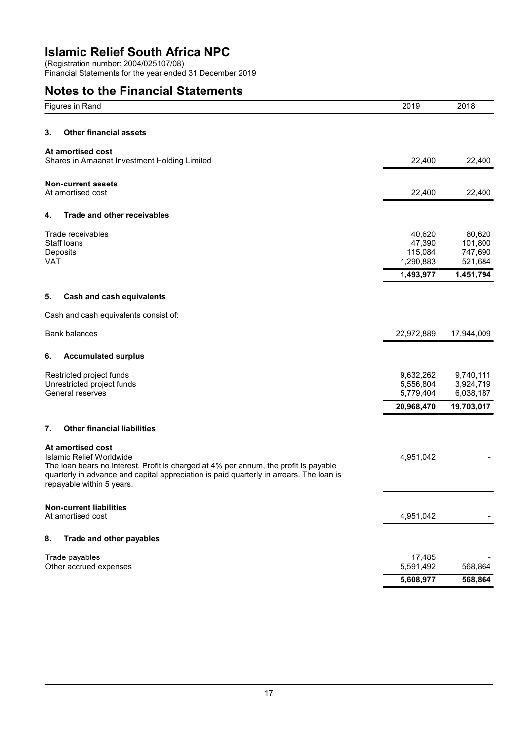# Islamic Relief South Africa NPC

(Registration number: 2004/025107/08)
Financial Statements for the year ended 31 December 2019

## Notes to the Financial Statements

| Figures in Rand | 2019 | 2018 |
|---|---|---|
| **3. Other financial assets** | | |
| **At amortised cost** | | |
| Shares in Amaanat Investment Holding Limited | 22,400 | 22,400 |
| **Non-current assets** | | |
| At amortised cost | 22,400 | 22,400 |
| **4. Trade and other receivables** | | |
| Trade receivables | 40,620 | 80,620 |
| Staff loans | 47,390 | 101,800 |
| Deposits | 115,084 | 747,690 |
| VAT | 1,290,883 | 521,684 |
| | **1,493,977** | **1,451,794** |
| **5. Cash and cash equivalents** | | |
| Cash and cash equivalents consist of: | | |
| Bank balances | 22,972,889 | 17,944,009 |
| **6. Accumulated surplus** | | |
| Restricted project funds | 9,632,262 | 9,740,111 |
| Unrestricted project funds | 5,556,804 | 3,924,719 |
| General reserves | 5,779,404 | 6,038,187 |
| | **20,968,470** | **19,703,017** |
| **7. Other financial liabilities** | | |
| **At amortised cost** | | |
| Islamic Relief Worldwide<br>The loan bears no interest. Profit is charged at 4% per annum, the profit is payable quarterly in advance and capital appreciation is paid quarterly in arrears. The loan is repayable within 5 years. | 4,951,042 | - |
| **Non-current liabilities** | | |
| At amortised cost | 4,951,042 | - |
| **8. Trade and other payables** | | |
| Trade payables | 17,485 | - |
| Other accrued expenses | 5,591,492 | 568,864 |
| | **5,608,977** | **568,864** |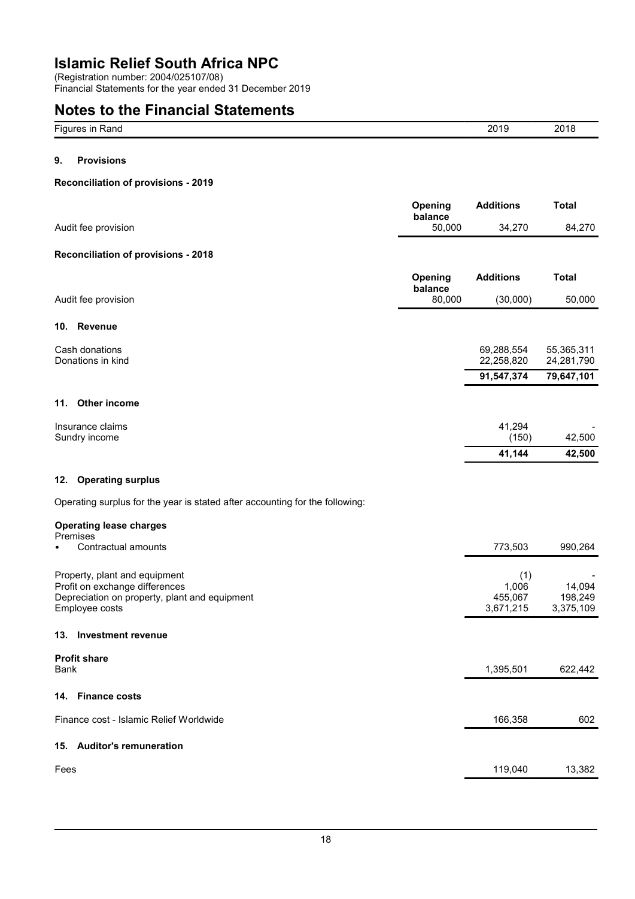# Islamic Relief South Africa NPC

(Registration number: 2004/025107/08)
Financial Statements for the year ended 31 December 2019

# Notes to the Financial Statements

| Figures in Rand | 2019 | 2018 |
|---|---|---|

## 9. Provisions

**Reconciliation of provisions - 2019**

| | Opening balance | Additions | Total |
|---|---|---|---|
| Audit fee provision | 50,000 | 34,270 | 84,270 |

**Reconciliation of provisions - 2018**

| | Opening balance | Additions | Total |
|---|---|---|---|
| Audit fee provision | 80,000 | (30,000) | 50,000 |

## 10. Revenue

| | 2019 | 2018 |
|---|---|---|
| Cash donations | 69,288,554 | 55,365,311 |
| Donations in kind | 22,258,820 | 24,281,790 |
| | **91,547,374** | **79,647,101** |

## 11. Other income

| | 2019 | 2018 |
|---|---|---|
| Insurance claims | 41,294 | - |
| Sundry income | (150) | 42,500 |
| | **41,144** | **42,500** |

## 12. Operating surplus

Operating surplus for the year is stated after accounting for the following:

| | 2019 | 2018 |
|---|---|---|
| **Operating lease charges** | | |
| Premises | | |
| • Contractual amounts | 773,503 | 990,264 |
| | | |
| Property, plant and equipment | (1) | - |
| Profit on exchange differences | 1,006 | 14,094 |
| Depreciation on property, plant and equipment | 455,067 | 198,249 |
| Employee costs | 3,671,215 | 3,375,109 |

## 13. Investment revenue

| | 2019 | 2018 |
|---|---|---|
| **Profit share** | | |
| Bank | 1,395,501 | 622,442 |

## 14. Finance costs

| | 2019 | 2018 |
|---|---|---|
| Finance cost - Islamic Relief Worldwide | 166,358 | 602 |

## 15. Auditor's remuneration

| | 2019 | 2018 |
|---|---|---|
| Fees | 119,040 | 13,382 |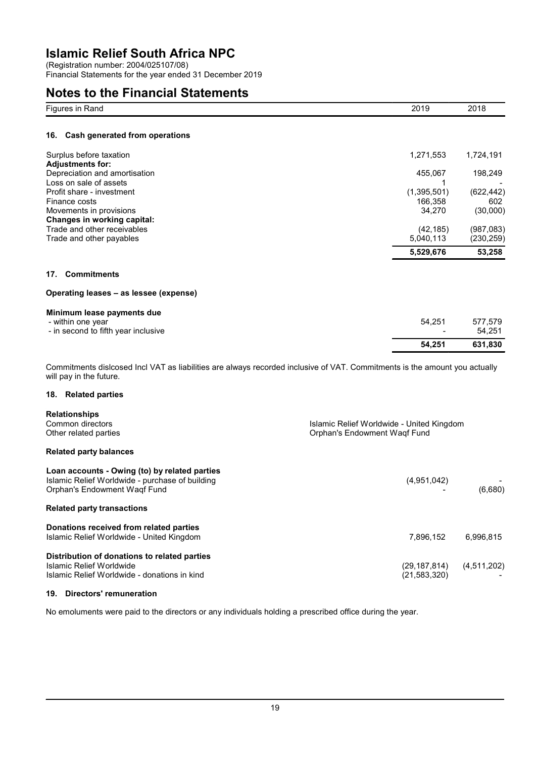# Islamic Relief South Africa NPC

(Registration number: 2004/025107/08)
Financial Statements for the year ended 31 December 2019

## Notes to the Financial Statements

| Figures in Rand | 2019 | 2018 |
|---|---|---|

### 16. Cash generated from operations

| | 2019 | 2018 |
|---|---|---|
| Surplus before taxation | 1,271,553 | 1,724,191 |
| **Adjustments for:** | | |
| Depreciation and amortisation | 455,067 | 198,249 |
| Loss on sale of assets | 1 | - |
| Profit share - investment | (1,395,501) | (622,442) |
| Finance costs | 166,358 | 602 |
| Movements in provisions | 34,270 | (30,000) |
| **Changes in working capital:** | | |
| Trade and other receivables | (42,185) | (987,083) |
| Trade and other payables | 5,040,113 | (230,259) |
| | **5,529,676** | **53,258** |

### 17. Commitments

**Operating leases – as lessee (expense)**

| | 2019 | 2018 |
|---|---|---|
| **Minimum lease payments due** | | |
| - within one year | 54,251 | 577,579 |
| - in second to fifth year inclusive | - | 54,251 |
| | **54,251** | **631,830** |

Commitments dislcosed Incl VAT as liabilities are always recorded inclusive of VAT. Commitments is the amount you actually will pay in the future.

### 18. Related parties

**Relationships**

| | |
|---|---|
| Common directors | Islamic Relief Worldwide - United Kingdom |
| Other related parties | Orphan's Endowment Waqf Fund |

**Related party balances**

| | 2019 | 2018 |
|---|---|---|
| **Loan accounts - Owing (to) by related parties** | | |
| Islamic Relief Worldwide - purchase of building | (4,951,042) | - |
| Orphan's Endowment Waqf Fund | - | (6,680) |

**Related party transactions**

| | 2019 | 2018 |
|---|---|---|
| **Donations received from related parties** | | |
| Islamic Relief Worldwide - United Kingdom | 7,896,152 | 6,996,815 |
| **Distribution of donations to related parties** | | |
| Islamic Relief Worldwide | (29,187,814) | (4,511,202) |
| Islamic Relief Worldwide - donations in kind | (21,583,320) | - |

### 19. Directors' remuneration

No emoluments were paid to the directors or any individuals holding a prescribed office during the year.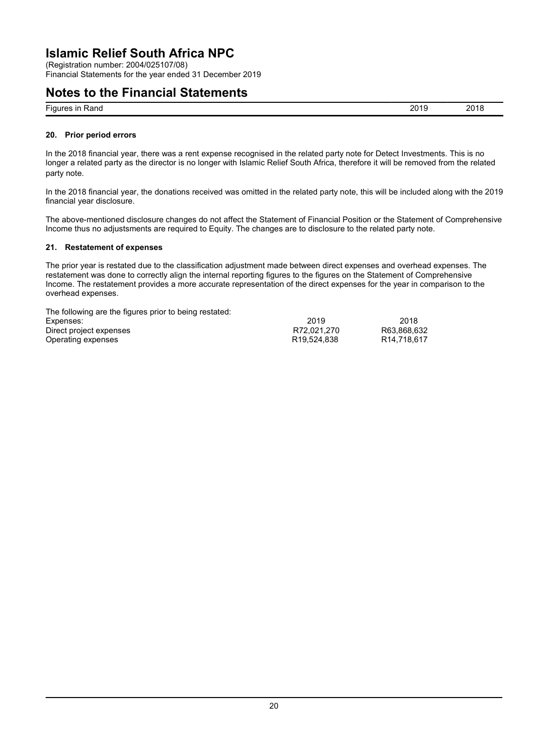# Islamic Relief South Africa NPC

(Registration number: 2004/025107/08)
Financial Statements for the year ended 31 December 2019

## Notes to the Financial Statements

| Figures in Rand | 2019 | 2018 |
|---|---|---|

### 20. Prior period errors

In the 2018 financial year, there was a rent expense recognised in the related party note for Detect Investments. This is no longer a related party as the director is no longer with Islamic Relief South Africa, therefore it will be removed from the related party note.

In the 2018 financial year, the donations received was omitted in the related party note, this will be included along with the 2019 financial year disclosure.

The above-mentioned disclosure changes do not affect the Statement of Financial Position or the Statement of Comprehensive Income thus no adjustsments are required to Equity. The changes are to disclosure to the related party note.

### 21. Restatement of expenses

The prior year is restated due to the classification adjustment made between direct expenses and overhead expenses. The restatement was done to correctly align the internal reporting figures to the figures on the Statement of Comprehensive Income. The restatement provides a more accurate representation of the direct expenses for the year in comparison to the overhead expenses.

The following are the figures prior to being restated:

| Expenses: | 2019 | 2018 |
|---|---|---|
| Direct project expenses | R72,021,270 | R63,868,632 |
| Operating expenses | R19,524,838 | R14,718,617 |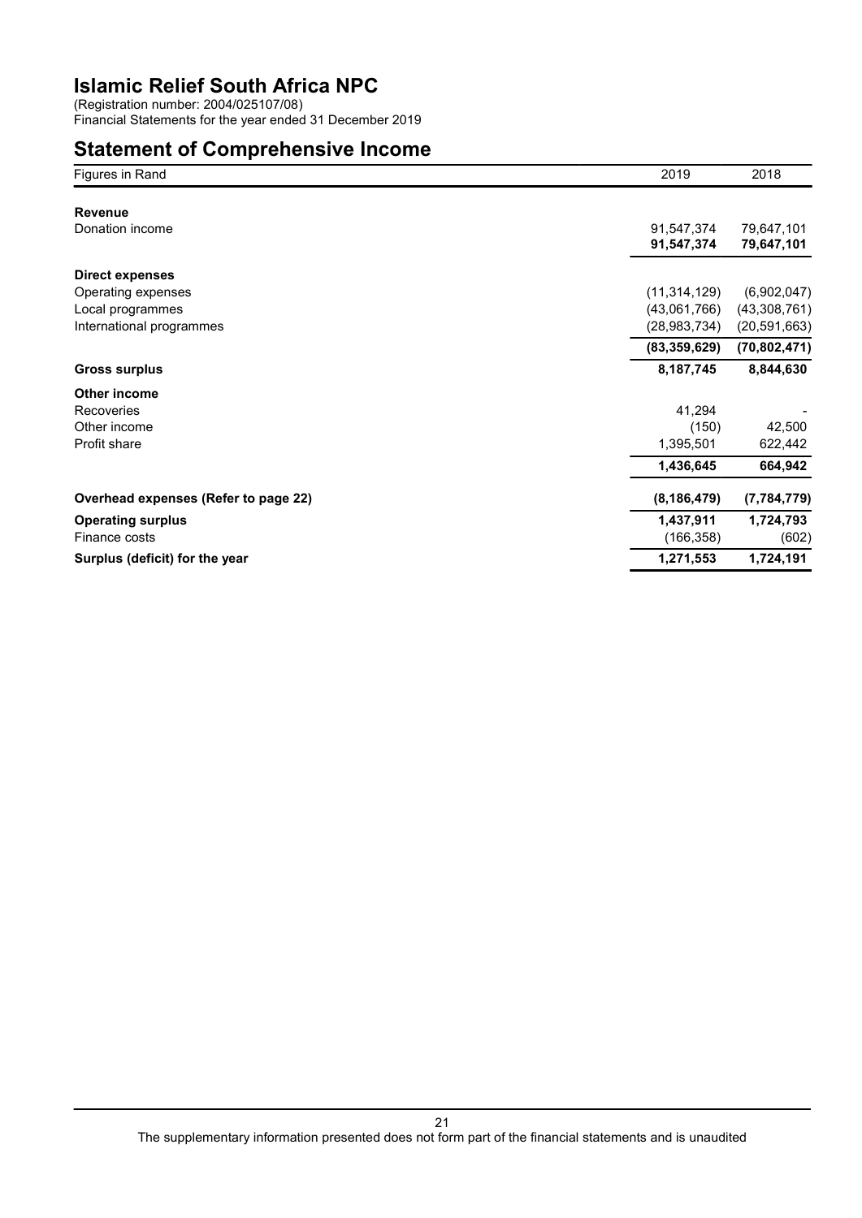# Islamic Relief South Africa NPC

(Registration number: 2004/025107/08)
Financial Statements for the year ended 31 December 2019

## Statement of Comprehensive Income

| Figures in Rand | 2019 | 2018 |
|---|---|---|
| **Revenue** | | |
| Donation income | 91,547,374 | 79,647,101 |
| | **91,547,374** | **79,647,101** |
| **Direct expenses** | | |
| Operating expenses | (11,314,129) | (6,902,047) |
| Local programmes | (43,061,766) | (43,308,761) |
| International programmes | (28,983,734) | (20,591,663) |
| | **(83,359,629)** | **(70,802,471)** |
| **Gross surplus** | **8,187,745** | **8,844,630** |
| **Other income** | | |
| Recoveries | 41,294 | - |
| Other income | (150) | 42,500 |
| Profit share | 1,395,501 | 622,442 |
| | **1,436,645** | **664,942** |
| **Overhead expenses (Refer to page 22)** | **(8,186,479)** | **(7,784,779)** |
| **Operating surplus** | **1,437,911** | **1,724,793** |
| Finance costs | (166,358) | (602) |
| **Surplus (deficit) for the year** | **1,271,553** | **1,724,191** |

The supplementary information presented does not form part of the financial statements and is unaudited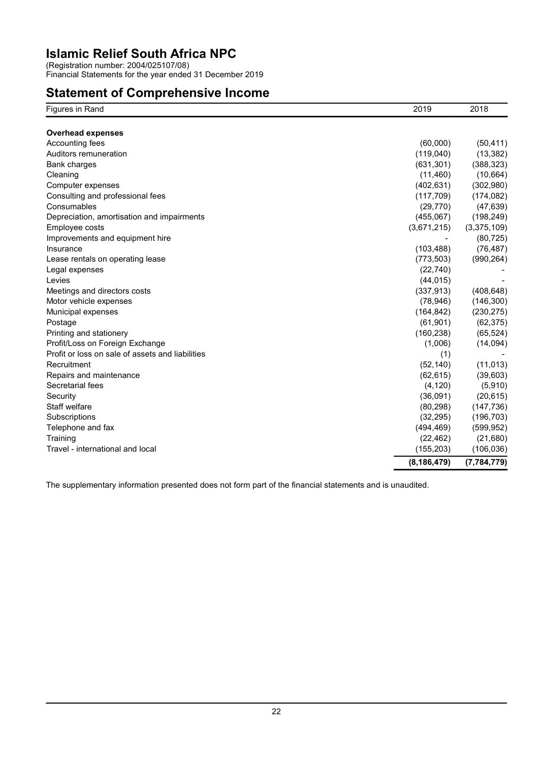# Islamic Relief South Africa NPC

(Registration number: 2004/025107/08)
Financial Statements for the year ended 31 December 2019

## Statement of Comprehensive Income

| Figures in Rand | 2019 | 2018 |
|---|---|---|
| **Overhead expenses** | | |
| Accounting fees | (60,000) | (50,411) |
| Auditors remuneration | (119,040) | (13,382) |
| Bank charges | (631,301) | (388,323) |
| Cleaning | (11,460) | (10,664) |
| Computer expenses | (402,631) | (302,980) |
| Consulting and professional fees | (117,709) | (174,082) |
| Consumables | (29,770) | (47,639) |
| Depreciation, amortisation and impairments | (455,067) | (198,249) |
| Employee costs | (3,671,215) | (3,375,109) |
| Improvements and equipment hire | - | (80,725) |
| Insurance | (103,488) | (76,487) |
| Lease rentals on operating lease | (773,503) | (990,264) |
| Legal expenses | (22,740) | - |
| Levies | (44,015) | - |
| Meetings and directors costs | (337,913) | (408,648) |
| Motor vehicle expenses | (78,946) | (146,300) |
| Municipal expenses | (164,842) | (230,275) |
| Postage | (61,901) | (62,375) |
| Printing and stationery | (160,238) | (65,524) |
| Profit/Loss on Foreign Exchange | (1,006) | (14,094) |
| Profit or loss on sale of assets and liabilities | (1) | - |
| Recruitment | (52,140) | (11,013) |
| Repairs and maintenance | (62,615) | (39,603) |
| Secretarial fees | (4,120) | (5,910) |
| Security | (36,091) | (20,615) |
| Staff welfare | (80,298) | (147,736) |
| Subscriptions | (32,295) | (196,703) |
| Telephone and fax | (494,469) | (599,952) |
| Training | (22,462) | (21,680) |
| Travel - international and local | (155,203) | (106,036) |
| | **(8,186,479)** | **(7,784,779)** |

The supplementary information presented does not form part of the financial statements and is unaudited.